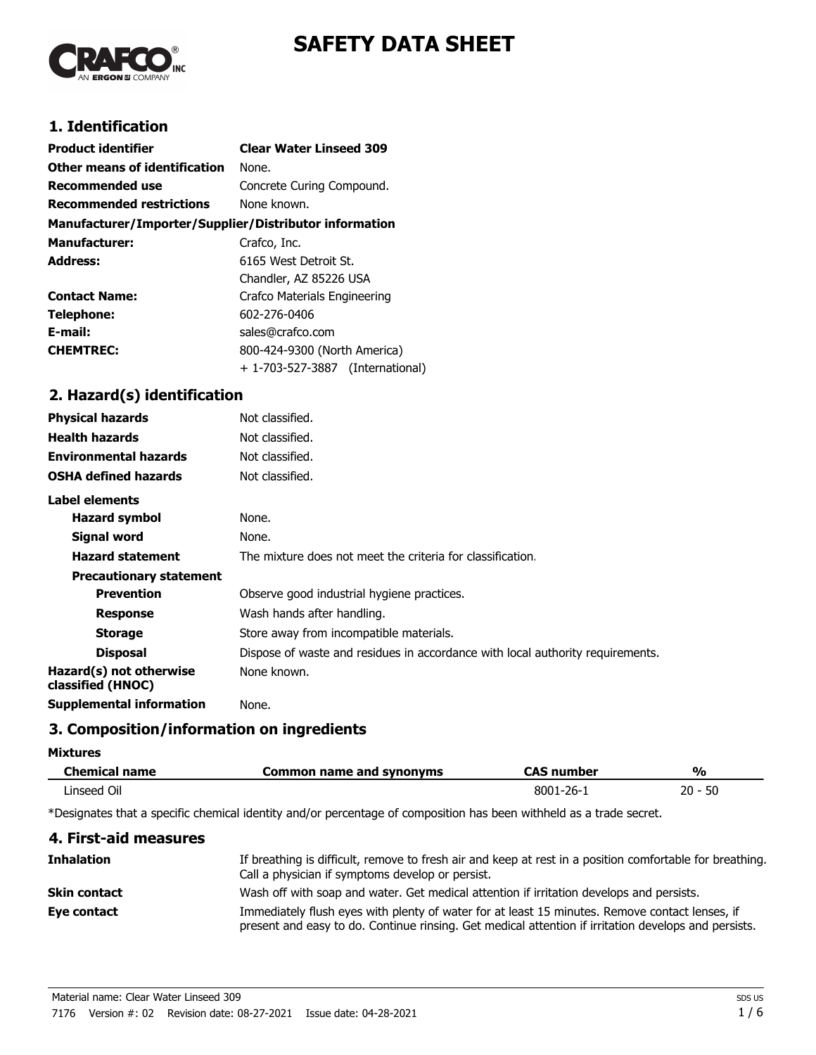# SAFETY DATA SHEET

## 1. Identification

| | |
|---|---|
| **Product identifier** | **Clear Water Linseed 309** |
| **Other means of identification** | None. |
| **Recommended use** | Concrete Curing Compound. |
| **Recommended restrictions** | None known. |

**Manufacturer/Importer/Supplier/Distributor information**

| | |
|---|---|
| **Manufacturer:** | Crafco, Inc. |
| **Address:** | 6165 West Detroit St.<br>Chandler, AZ 85226 USA |
| **Contact Name:** | Crafco Materials Engineering |
| **Telephone:** | 602-276-0406 |
| **E-mail:** | sales@crafco.com |
| **CHEMTREC:** | 800-424-9300 (North America)<br>+ 1-703-527-3887 (International) |

## 2. Hazard(s) identification

| | |
|---|---|
| **Physical hazards** | Not classified. |
| **Health hazards** | Not classified. |
| **Environmental hazards** | Not classified. |
| **OSHA defined hazards** | Not classified. |

**Label elements**

| | |
|---|---|
| **Hazard symbol** | None. |
| **Signal word** | None. |
| **Hazard statement** | The mixture does not meet the criteria for classification. |
| **Precautionary statement** | |
| **Prevention** | Observe good industrial hygiene practices. |
| **Response** | Wash hands after handling. |
| **Storage** | Store away from incompatible materials. |
| **Disposal** | Dispose of waste and residues in accordance with local authority requirements. |
| **Hazard(s) not otherwise classified (HNOC)** | None known. |
| **Supplemental information** | None. |

## 3. Composition/information on ingredients

**Mixtures**

| Chemical name | Common name and synonyms | CAS number | % |
|---|---|---|---|
| Linseed Oil | | 8001-26-1 | 20 - 50 |

*Designates that a specific chemical identity and/or percentage of composition has been withheld as a trade secret.

## 4. First-aid measures

| | |
|---|---|
| **Inhalation** | If breathing is difficult, remove to fresh air and keep at rest in a position comfortable for breathing. Call a physician if symptoms develop or persist. |
| **Skin contact** | Wash off with soap and water. Get medical attention if irritation develops and persists. |
| **Eye contact** | Immediately flush eyes with plenty of water for at least 15 minutes. Remove contact lenses, if present and easy to do. Continue rinsing. Get medical attention if irritation develops and persists. |

Material name: Clear Water Linseed 309

7176 Version #: 02 Revision date: 08-27-2021 Issue date: 04-28-2021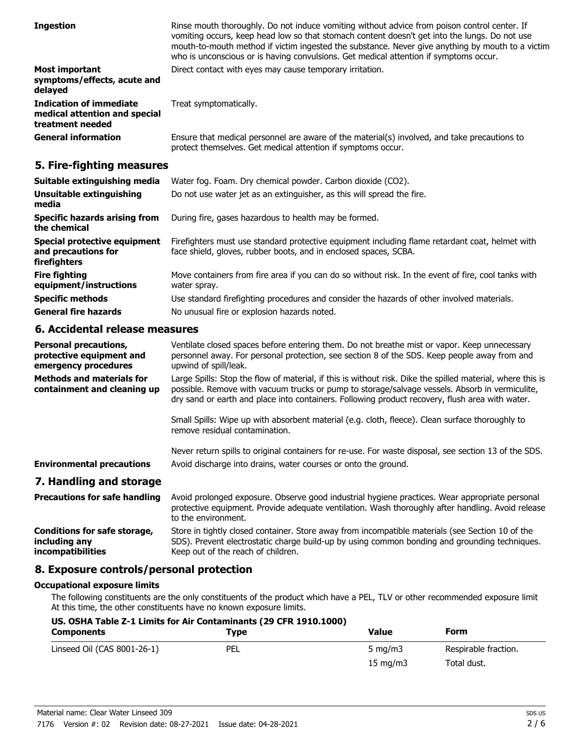**Ingestion**

Rinse mouth thoroughly. Do not induce vomiting without advice from poison control center. If vomiting occurs, keep head low so that stomach content doesn't get into the lungs. Do not use mouth-to-mouth method if victim ingested the substance. Never give anything by mouth to a victim who is unconscious or is having convulsions. Get medical attention if symptoms occur.

**Most important symptoms/effects, acute and delayed**

Direct contact with eyes may cause temporary irritation.

**Indication of immediate medical attention and special treatment needed**

Treat symptomatically.

**General information**

Ensure that medical personnel are aware of the material(s) involved, and take precautions to protect themselves. Get medical attention if symptoms occur.

## 5. Fire-fighting measures

**Suitable extinguishing media**

Water fog. Foam. Dry chemical powder. Carbon dioxide ($CO_2$).

**Unsuitable extinguishing media**

Do not use water jet as an extinguisher, as this will spread the fire.

**Specific hazards arising from the chemical**

During fire, gases hazardous to health may be formed.

**Special protective equipment and precautions for firefighters**

Firefighters must use standard protective equipment including flame retardant coat, helmet with face shield, gloves, rubber boots, and in enclosed spaces, SCBA.

**Fire fighting equipment/instructions**

Move containers from fire area if you can do so without risk. In the event of fire, cool tanks with water spray.

**Specific methods**

Use standard firefighting procedures and consider the hazards of other involved materials.

**General fire hazards**

No unusual fire or explosion hazards noted.

## 6. Accidental release measures

**Personal precautions, protective equipment and emergency procedures**

Ventilate closed spaces before entering them. Do not breathe mist or vapor. Keep unnecessary personnel away. For personal protection, see section 8 of the SDS. Keep people away from and upwind of spill/leak.

**Methods and materials for containment and cleaning up**

Large Spills: Stop the flow of material, if this is without risk. Dike the spilled material, where this is possible. Remove with vacuum trucks or pump to storage/salvage vessels. Absorb in vermiculite, dry sand or earth and place into containers. Following product recovery, flush area with water.

Small Spills: Wipe up with absorbent material (e.g. cloth, fleece). Clean surface thoroughly to remove residual contamination.

Never return spills to original containers for re-use. For waste disposal, see section 13 of the SDS.

**Environmental precautions**

Avoid discharge into drains, water courses or onto the ground.

## 7. Handling and storage

**Precautions for safe handling**

Avoid prolonged exposure. Observe good industrial hygiene practices. Wear appropriate personal protective equipment. Provide adequate ventilation. Wash thoroughly after handling. Avoid release to the environment.

**Conditions for safe storage, including any incompatibilities**

Store in tightly closed container. Store away from incompatible materials (see Section 10 of the SDS). Prevent electrostatic charge build-up by using common bonding and grounding techniques. Keep out of the reach of children.

## 8. Exposure controls/personal protection

**Occupational exposure limits**

The following constituents are the only constituents of the product which have a PEL, TLV or other recommended exposure limit At this time, the other constituents have no known exposure limits.

**US. OSHA Table Z-1 Limits for Air Contaminants (29 CFR 1910.1000)**

| Components | Type | Value | Form |
|---|---|---|---|
| Linseed Oil (CAS 8001-26-1) | PEL | 5 mg/m3 | Respirable fraction. |
| | | 15 mg/m3 | Total dust. |

Material name: Clear Water Linseed 309

7176 Version #: 02 Revision date: 08-27-2021 Issue date: 04-28-2021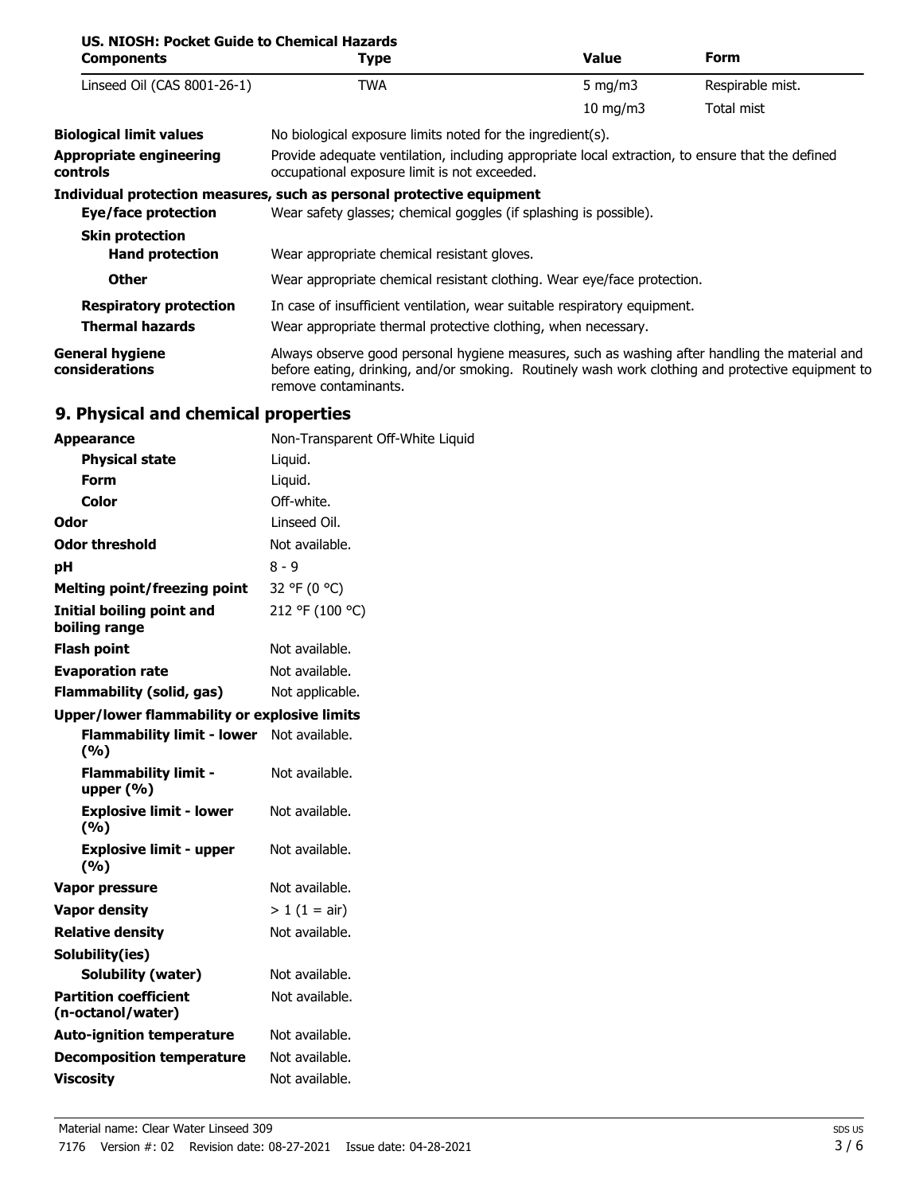**US. NIOSH: Pocket Guide to Chemical Hazards**

| Components | Type | Value | Form |
|---|---|---|---|
| Linseed Oil (CAS 8001-26-1) | TWA | 5 mg/m3 | Respirable mist. |
| | | 10 mg/m3 | Total mist |

**Biological limit values** No biological exposure limits noted for the ingredient(s).

**Appropriate engineering controls** Provide adequate ventilation, including appropriate local extraction, to ensure that the defined occupational exposure limit is not exceeded.

**Individual protection measures, such as personal protective equipment**

**Eye/face protection** Wear safety glasses; chemical goggles (if splashing is possible).

**Skin protection**

**Hand protection** Wear appropriate chemical resistant gloves.

**Other** Wear appropriate chemical resistant clothing. Wear eye/face protection.

**Respiratory protection** In case of insufficient ventilation, wear suitable respiratory equipment.

**Thermal hazards** Wear appropriate thermal protective clothing, when necessary.

**General hygiene considerations** Always observe good personal hygiene measures, such as washing after handling the material and before eating, drinking, and/or smoking. Routinely wash work clothing and protective equipment to remove contaminants.

## 9. Physical and chemical properties

| | |
|---|---|
| **Appearance** | Non-Transparent Off-White Liquid |
| **Physical state** | Liquid. |
| **Form** | Liquid. |
| **Color** | Off-white. |
| **Odor** | Linseed Oil. |
| **Odor threshold** | Not available. |
| **pH** | 8 - 9 |
| **Melting point/freezing point** | 32 °F (0 °C) |
| **Initial boiling point and boiling range** | 212 °F (100 °C) |
| **Flash point** | Not available. |
| **Evaporation rate** | Not available. |
| **Flammability (solid, gas)** | Not applicable. |
| **Upper/lower flammability or explosive limits** | |
| **Flammability limit - lower (%)** | Not available. |
| **Flammability limit - upper (%)** | Not available. |
| **Explosive limit - lower (%)** | Not available. |
| **Explosive limit - upper (%)** | Not available. |
| **Vapor pressure** | Not available. |
| **Vapor density** | > 1 (1 = air) |
| **Relative density** | Not available. |
| **Solubility(ies)** | |
| **Solubility (water)** | Not available. |
| **Partition coefficient (n-octanol/water)** | Not available. |
| **Auto-ignition temperature** | Not available. |
| **Decomposition temperature** | Not available. |
| **Viscosity** | Not available. |

Material name: Clear Water Linseed 309

7176 Version #: 02 Revision date: 08-27-2021 Issue date: 04-28-2021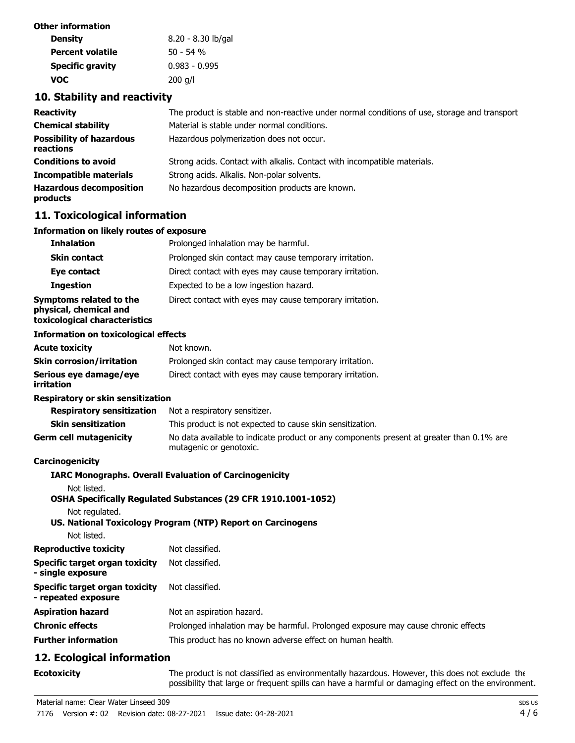**Other information**

| | |
|---|---|
| **Density** | 8.20 - 8.30 lb/gal |
| **Percent volatile** | 50 - 54 % |
| **Specific gravity** | 0.983 - 0.995 |
| **VOC** | 200 g/l |

## 10. Stability and reactivity

| | |
|---|---|
| **Reactivity** | The product is stable and non-reactive under normal conditions of use, storage and transport |
| **Chemical stability** | Material is stable under normal conditions. |
| **Possibility of hazardous reactions** | Hazardous polymerization does not occur. |
| **Conditions to avoid** | Strong acids. Contact with alkalis. Contact with incompatible materials. |
| **Incompatible materials** | Strong acids. Alkalis. Non-polar solvents. |
| **Hazardous decomposition products** | No hazardous decomposition products are known. |

## 11. Toxicological information

**Information on likely routes of exposure**

| | |
|---|---|
| **Inhalation** | Prolonged inhalation may be harmful. |
| **Skin contact** | Prolonged skin contact may cause temporary irritation. |
| **Eye contact** | Direct contact with eyes may cause temporary irritation. |
| **Ingestion** | Expected to be a low ingestion hazard. |
| **Symptoms related to the physical, chemical and toxicological characteristics** | Direct contact with eyes may cause temporary irritation. |

**Information on toxicological effects**

| | |
|---|---|
| **Acute toxicity** | Not known. |
| **Skin corrosion/irritation** | Prolonged skin contact may cause temporary irritation. |
| **Serious eye damage/eye irritation** | Direct contact with eyes may cause temporary irritation. |

**Respiratory or skin sensitization**

| | |
|---|---|
| **Respiratory sensitization** | Not a respiratory sensitizer. |
| **Skin sensitization** | This product is not expected to cause skin sensitization. |
| **Germ cell mutagenicity** | No data available to indicate product or any components present at greater than 0.1% are mutagenic or genotoxic. |

**Carcinogenicity**

**IARC Monographs. Overall Evaluation of Carcinogenicity**

Not listed.

**OSHA Specifically Regulated Substances (29 CFR 1910.1001-1052)**

Not regulated.

**US. National Toxicology Program (NTP) Report on Carcinogens**

Not listed.

| | |
|---|---|
| **Reproductive toxicity** | Not classified. |
| **Specific target organ toxicity - single exposure** | Not classified. |
| **Specific target organ toxicity - repeated exposure** | Not classified. |
| **Aspiration hazard** | Not an aspiration hazard. |
| **Chronic effects** | Prolonged inhalation may be harmful. Prolonged exposure may cause chronic effects. |
| **Further information** | This product has no known adverse effect on human health. |

## 12. Ecological information

| | |
|---|---|
| **Ecotoxicity** | The product is not classified as environmentally hazardous. However, this does not exclude the possibility that large or frequent spills can have a harmful or damaging effect on the environment. |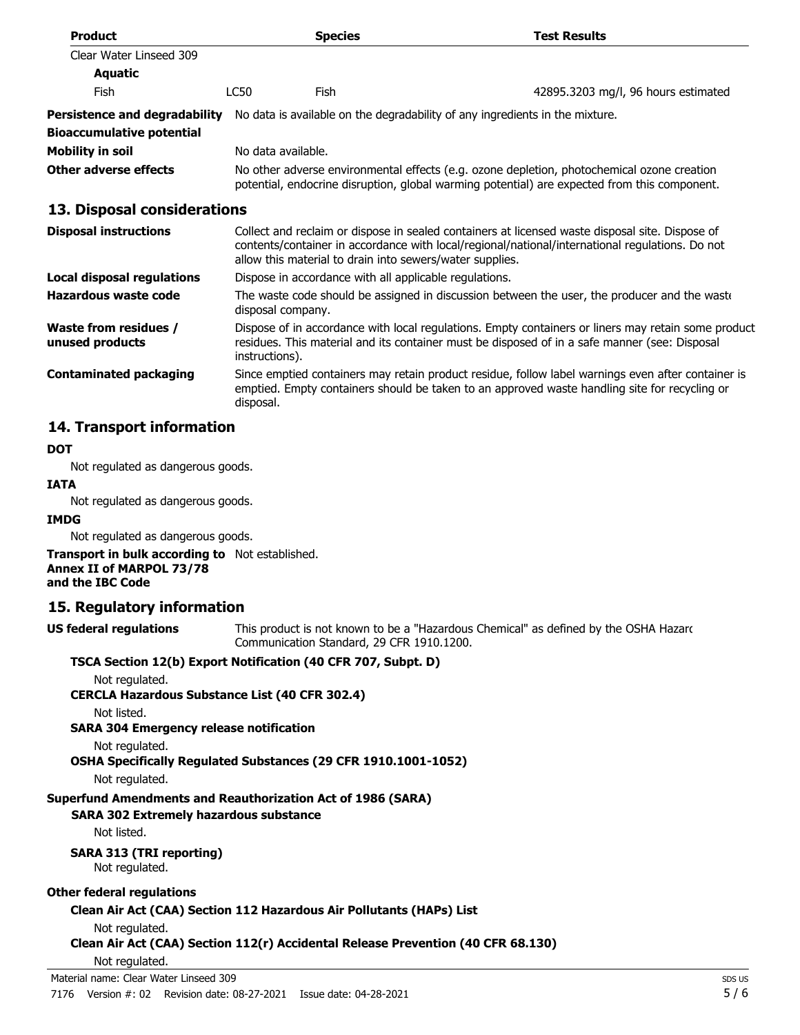| Product | | Species | Test Results |
| --- | --- | --- | --- |
| Clear Water Linseed 309 | | | |
| **Aquatic** | | | |
| Fish | LC50 | Fish | 42895.3203 mg/l, 96 hours estimated |

**Persistence and degradability** No data is available on the degradability of any ingredients in the mixture.

**Bioaccumulative potential**

**Mobility in soil** No data available.

**Other adverse effects** No other adverse environmental effects (e.g. ozone depletion, photochemical ozone creation potential, endocrine disruption, global warming potential) are expected from this component.

## 13. Disposal considerations

**Disposal instructions** Collect and reclaim or dispose in sealed containers at licensed waste disposal site. Dispose of contents/container in accordance with local/regional/national/international regulations. Do not allow this material to drain into sewers/water supplies.

**Local disposal regulations** Dispose in accordance with all applicable regulations.

**Hazardous waste code** The waste code should be assigned in discussion between the user, the producer and the waste disposal company.

**Waste from residues / unused products** Dispose of in accordance with local regulations. Empty containers or liners may retain some product residues. This material and its container must be disposed of in a safe manner (see: Disposal instructions).

**Contaminated packaging** Since emptied containers may retain product residue, follow label warnings even after container is emptied. Empty containers should be taken to an approved waste handling site for recycling or disposal.

## 14. Transport information

**DOT**

Not regulated as dangerous goods.

**IATA**

Not regulated as dangerous goods.

**IMDG**

Not regulated as dangerous goods.

**Transport in bulk according to Annex II of MARPOL 73/78 and the IBC Code** Not established.

## 15. Regulatory information

**US federal regulations** This product is not known to be a "Hazardous Chemical" as defined by the OSHA Hazard Communication Standard, 29 CFR 1910.1200.

**TSCA Section 12(b) Export Notification (40 CFR 707, Subpt. D)**

Not regulated.

**CERCLA Hazardous Substance List (40 CFR 302.4)**

Not listed.

**SARA 304 Emergency release notification**

Not regulated.

**OSHA Specifically Regulated Substances (29 CFR 1910.1001-1052)**

Not regulated.

**Superfund Amendments and Reauthorization Act of 1986 (SARA)**

**SARA 302 Extremely hazardous substance**

Not listed.

**SARA 313 (TRI reporting)**

Not regulated.

**Other federal regulations**

**Clean Air Act (CAA) Section 112 Hazardous Air Pollutants (HAPs) List**

Not regulated.

**Clean Air Act (CAA) Section 112(r) Accidental Release Prevention (40 CFR 68.130)**

Not regulated.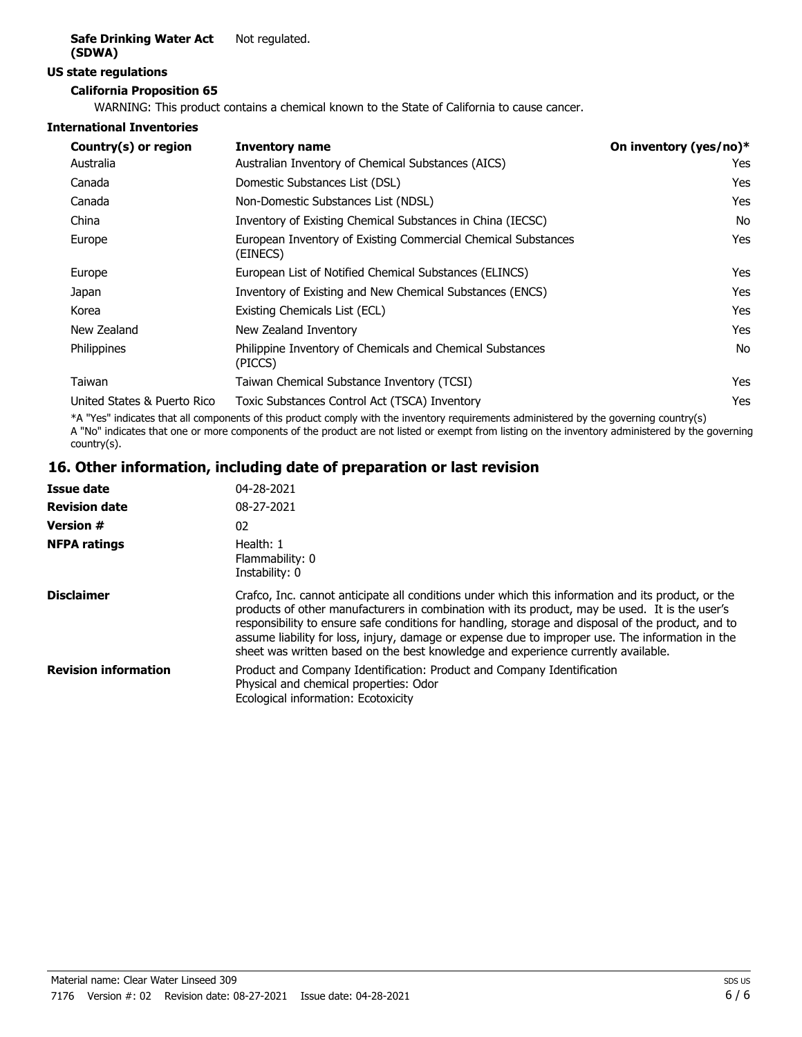**Safe Drinking Water Act (SDWA)** Not regulated.

**US state regulations**

**California Proposition 65**

WARNING: This product contains a chemical known to the State of California to cause cancer.

**International Inventories**

| Country(s) or region | Inventory name | On inventory (yes/no)* |
|---|---|---|
| Australia | Australian Inventory of Chemical Substances (AICS) | Yes |
| Canada | Domestic Substances List (DSL) | Yes |
| Canada | Non-Domestic Substances List (NDSL) | Yes |
| China | Inventory of Existing Chemical Substances in China (IECSC) | No |
| Europe | European Inventory of Existing Commercial Chemical Substances (EINECS) | Yes |
| Europe | European List of Notified Chemical Substances (ELINCS) | Yes |
| Japan | Inventory of Existing and New Chemical Substances (ENCS) | Yes |
| Korea | Existing Chemicals List (ECL) | Yes |
| New Zealand | New Zealand Inventory | Yes |
| Philippines | Philippine Inventory of Chemicals and Chemical Substances (PICCS) | No |
| Taiwan | Taiwan Chemical Substance Inventory (TCSI) | Yes |
| United States & Puerto Rico | Toxic Substances Control Act (TSCA) Inventory | Yes |

*A "Yes" indicates that all components of this product comply with the inventory requirements administered by the governing country(s)
A "No" indicates that one or more components of the product are not listed or exempt from listing on the inventory administered by the governing country(s).

## 16. Other information, including date of preparation or last revision

**Issue date** 04-28-2021

**Revision date** 08-27-2021

**Version #** 02

**NFPA ratings**
Health: 1
Flammability: 0
Instability: 0

**Disclaimer** Crafco, Inc. cannot anticipate all conditions under which this information and its product, or the products of other manufacturers in combination with its product, may be used. It is the user's responsibility to ensure safe conditions for handling, storage and disposal of the product, and to assume liability for loss, injury, damage or expense due to improper use. The information in the sheet was written based on the best knowledge and experience currently available.

**Revision information**
Product and Company Identification: Product and Company Identification
Physical and chemical properties: Odor
Ecological information: Ecotoxicity